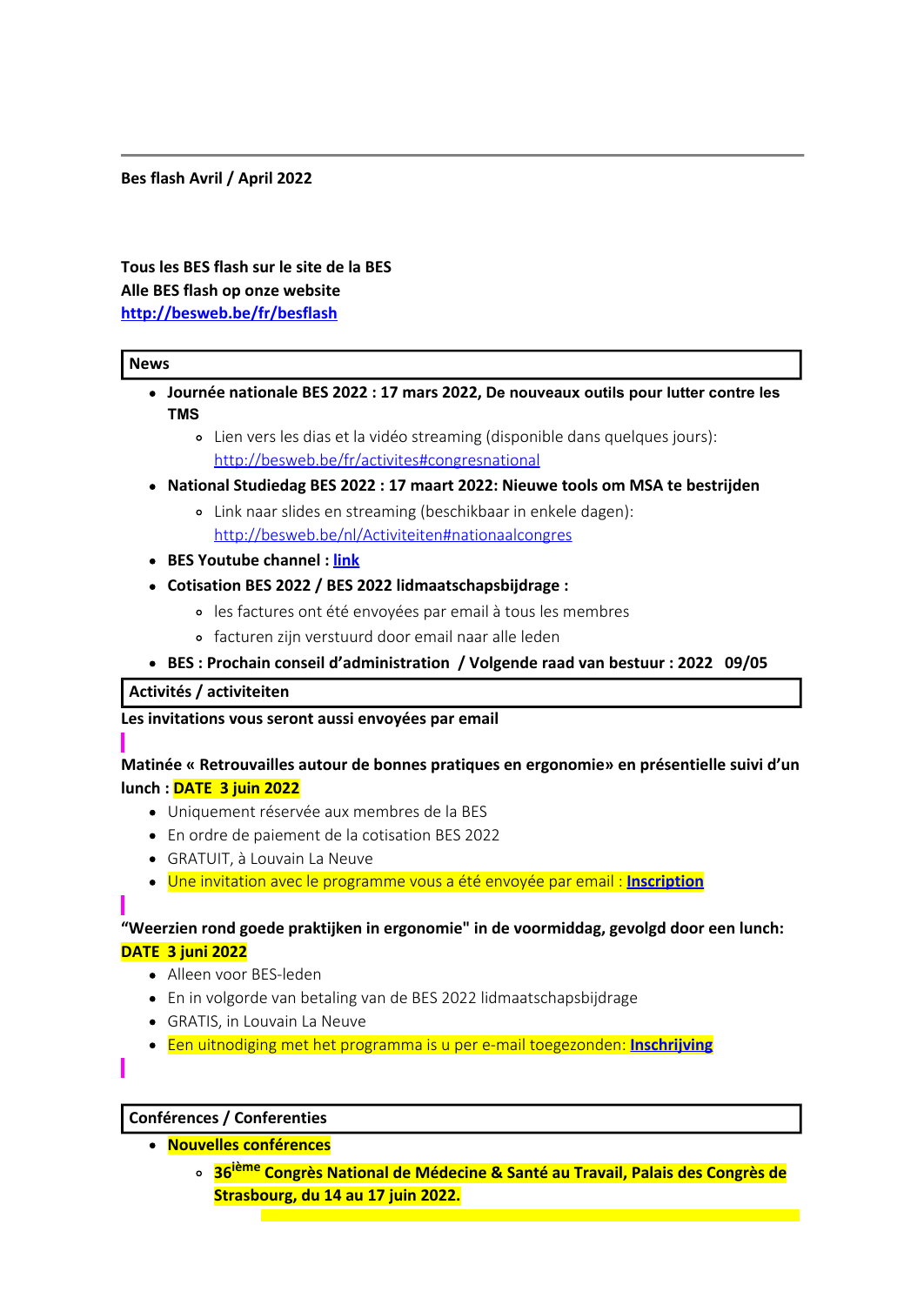**Bes flash Avril / April 2022**

**Tous les BES flash sur le site de la BES**
**Alle BES flash op onze website**
**http://besweb.be/fr/besflash**

## News

- **Journée nationale BES 2022 : 17 mars 2022, De nouveaux outils pour lutter contre les TMS**
  - Lien vers les dias et la vidéo streaming (disponible dans quelques jours): http://besweb.be/fr/activites#congresnational
- **National Studiedag BES 2022 : 17 maart 2022: Nieuwe tools om MSA te bestrijden**
  - Link naar slides en streaming (beschikbaar in enkele dagen): http://besweb.be/nl/Activiteiten#nationaalcongres
- **BES Youtube channel : link**
- **Cotisation BES 2022 / BES 2022 lidmaatschapsbijdrage :**
  - les factures ont été envoyées par email à tous les membres
  - facturen zijn verstuurd door email naar alle leden
- **BES : Prochain conseil d'administration / Volgende raad van bestuur : 2022 09/05**

## Activités / activiteiten

**Les invitations vous seront aussi envoyées par email**

**Matinée « Retrouvailles autour de bonnes pratiques en ergonomie» en présentielle suivi d'un lunch : DATE 3 juin 2022**

- Uniquement réservée aux membres de la BES
- En ordre de paiement de la cotisation BES 2022
- GRATUIT, à Louvain La Neuve
- Une invitation avec le programme vous a été envoyée par email : **Inscription**

**"Weerzien rond goede praktijken in ergonomie" in de voormiddag, gevolgd door een lunch: DATE 3 juni 2022**

- Alleen voor BES-leden
- En in volgorde van betaling van de BES 2022 lidmaatschapsbijdrage
- GRATIS, in Louvain La Neuve
- Een uitnodiging met het programma is u per e-mail toegezonden: **Inschrijving**

## Conférences / Conferenties

- **Nouvelles conférences**
  - **36ième Congrès National de Médecine & Santé au Travail, Palais des Congrès de Strasbourg, du 14 au 17 juin 2022.**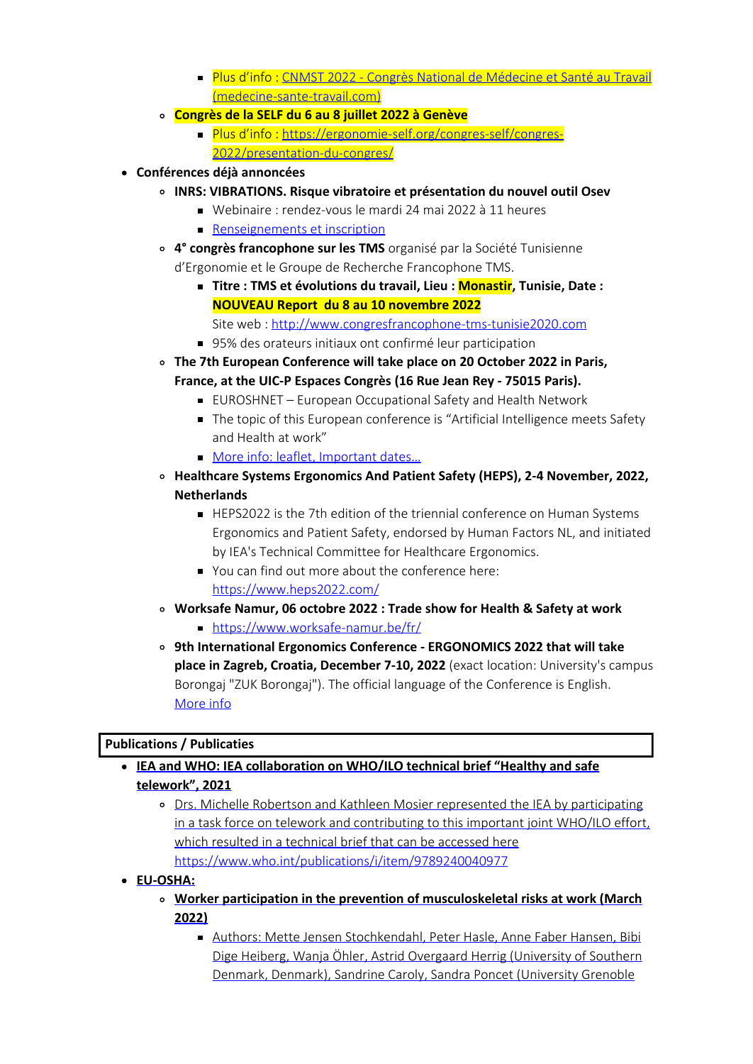- Plus d'info : [CNMST 2022 - Congrès National de Médecine et Santé au Travail (medecine-sante-travail.com)]
    - **Congrès de la SELF du 6 au 8 juillet 2022 à Genève**
        - Plus d'info : https://ergonomie-self.org/congres-self/congres-2022/presentation-du-congres/
- **Conférences déjà annoncées**
    - **INRS: VIBRATIONS. Risque vibratoire et présentation du nouvel outil Osev**
        - Webinaire : rendez-vous le mardi 24 mai 2022 à 11 heures
        - Renseignements et inscription
    - **4° congrès francophone sur les TMS** organisé par la Société Tunisienne d'Ergonomie et le Groupe de Recherche Francophone TMS.
        - **Titre : TMS et évolutions du travail, Lieu : Monastir, Tunisie, Date : NOUVEAU Report du 8 au 10 novembre 2022**
          Site web : http://www.congresfrancophone-tms-tunisie2020.com
        - 95% des orateurs initiaux ont confirmé leur participation
    - **The 7th European Conference will take place on 20 October 2022 in Paris, France, at the UIC-P Espaces Congrès (16 Rue Jean Rey - 75015 Paris).**
        - EUROSHNET – European Occupational Safety and Health Network
        - The topic of this European conference is "Artificial Intelligence meets Safety and Health at work"
        - More info: leaflet, Important dates...
    - **Healthcare Systems Ergonomics And Patient Safety (HEPS), 2-4 November, 2022, Netherlands**
        - HEPS2022 is the 7th edition of the triennial conference on Human Systems Ergonomics and Patient Safety, endorsed by Human Factors NL, and initiated by IEA's Technical Committee for Healthcare Ergonomics.
        - You can find out more about the conference here: https://www.heps2022.com/
    - **Worksafe Namur, 06 octobre 2022 : Trade show for Health & Safety at work**
        - https://www.worksafe-namur.be/fr/
    - **9th International Ergonomics Conference - ERGONOMICS 2022 that will take place in Zagreb, Croatia, December 7-10, 2022** (exact location: University's campus Borongaj "ZUK Borongaj"). The official language of the Conference is English. More info

## Publications / Publicaties

- **IEA and WHO: IEA collaboration on WHO/ILO technical brief "Healthy and safe telework", 2021**
    - Drs. Michelle Robertson and Kathleen Mosier represented the IEA by participating in a task force on telework and contributing to this important joint WHO/ILO effort, which resulted in a technical brief that can be accessed here https://www.who.int/publications/i/item/9789240040977
- **EU-OSHA:**
    - **Worker participation in the prevention of musculoskeletal risks at work (March 2022)**
        - Authors: Mette Jensen Stochkendahl, Peter Hasle, Anne Faber Hansen, Bibi Dige Heiberg, Wanja Öhler, Astrid Overgaard Herrig (University of Southern Denmark, Denmark), Sandrine Caroly, Sandra Poncet (University Grenoble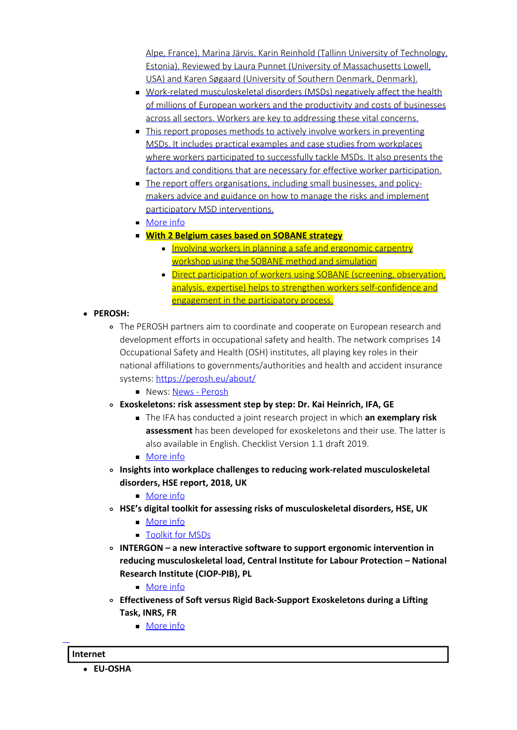Alpe, France), Marina Järvis, Karin Reinhold (Tallinn University of Technology, Estonia). Reviewed by Laura Punnet (University of Massachusetts Lowell, USA) and Karen Søgaard (University of Southern Denmark, Denmark).

- Work-related musculoskeletal disorders (MSDs) negatively affect the health of millions of European workers and the productivity and costs of businesses across all sectors. Workers are key to addressing these vital concerns.
- This report proposes methods to actively involve workers in preventing MSDs. It includes practical examples and case studies from workplaces where workers participated to successfully tackle MSDs. It also presents the factors and conditions that are necessary for effective worker participation.
- The report offers organisations, including small businesses, and policy-makers advice and guidance on how to manage the risks and implement participatory MSD interventions.
- More info
- **With 2 Belgium cases based on SOBANE strategy**
  - Involving workers in planning a safe and ergonomic carpentry workshop using the SOBANE method and simulation
  - Direct participation of workers using SOBANE (screening, observation, analysis, expertise) helps to strengthen workers self-confidence and engagement in the participatory process.

- **PEROSH:**
  - The PEROSH partners aim to coordinate and cooperate on European research and development efforts in occupational safety and health. The network comprises 14 Occupational Safety and Health (OSH) institutes, all playing key roles in their national affiliations to governments/authorities and health and accident insurance systems: https://perosh.eu/about/
    - News: News - Perosh
  - **Exoskeletons: risk assessment step by step: Dr. Kai Heinrich, IFA, GE**
    - The IFA has conducted a joint research project in which **an exemplary risk assessment** has been developed for exoskeletons and their use. The latter is also available in English. Checklist Version 1.1 draft 2019.
    - More info
  - **Insights into workplace challenges to reducing work-related musculoskeletal disorders, HSE report, 2018, UK**
    - More info
  - **HSE's digital toolkit for assessing risks of musculoskeletal disorders, HSE, UK**
    - More info
    - Toolkit for MSDs
  - **INTERGON – a new interactive software to support ergonomic intervention in reducing musculoskeletal load, Central Institute for Labour Protection – National Research Institute (CIOP-PIB), PL**
    - More info
  - **Effectiveness of Soft versus Rigid Back-Support Exoskeletons during a Lifting Task, INRS, FR**
    - More info

**Internet**

- **EU-OSHA**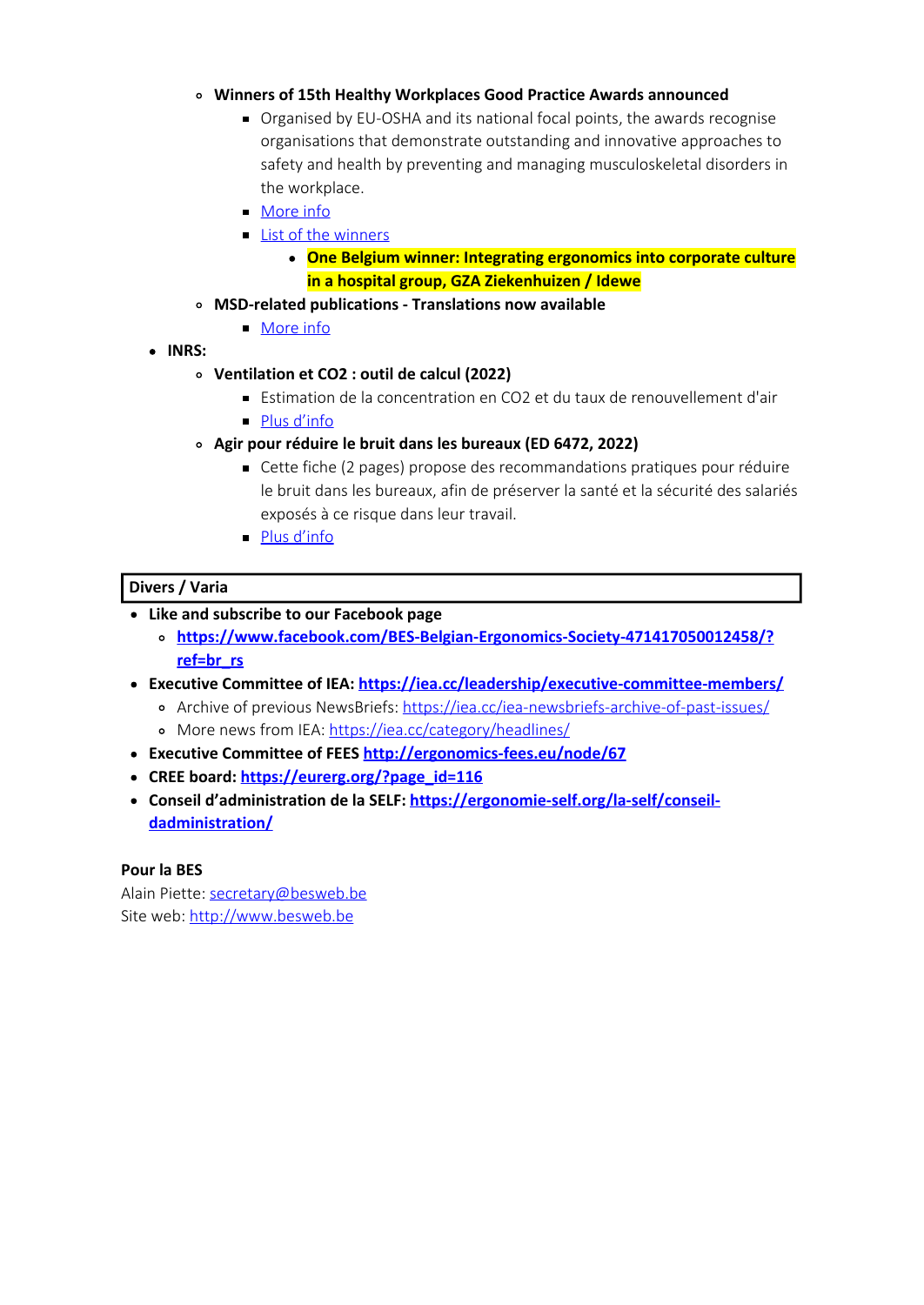- **Winners of 15th Healthy Workplaces Good Practice Awards announced**
    - Organised by EU-OSHA and its national focal points, the awards recognise organisations that demonstrate outstanding and innovative approaches to safety and health by preventing and managing musculoskeletal disorders in the workplace.
    - More info
    - List of the winners
        - **One Belgium winner: Integrating ergonomics into corporate culture in a hospital group, GZA Ziekenhuizen / Idewe**
- **MSD-related publications - Translations now available**
    - More info

- **INRS:**
    - **Ventilation et CO2 : outil de calcul (2022)**
        - Estimation de la concentration en CO2 et du taux de renouvellement d'air
        - Plus d'info
    - **Agir pour réduire le bruit dans les bureaux (ED 6472, 2022)**
        - Cette fiche (2 pages) propose des recommandations pratiques pour réduire le bruit dans les bureaux, afin de préserver la santé et la sécurité des salariés exposés à ce risque dans leur travail.
        - Plus d'info

## Divers / Varia

- **Like and subscribe to our Facebook page**
    - **https://www.facebook.com/BES-Belgian-Ergonomics-Society-471417050012458/?ref=br_rs**
- **Executive Committee of IEA: https://iea.cc/leadership/executive-committee-members/**
    - Archive of previous NewsBriefs: https://iea.cc/iea-newsbriefs-archive-of-past-issues/
    - More news from IEA: https://iea.cc/category/headlines/
- **Executive Committee of FEES http://ergonomics-fees.eu/node/67**
- **CREE board: https://eurerg.org/?page_id=116**
- **Conseil d'administration de la SELF: https://ergonomie-self.org/la-self/conseil-dadministration/**

**Pour la BES**

Alain Piette: secretary@besweb.be
Site web: http://www.besweb.be